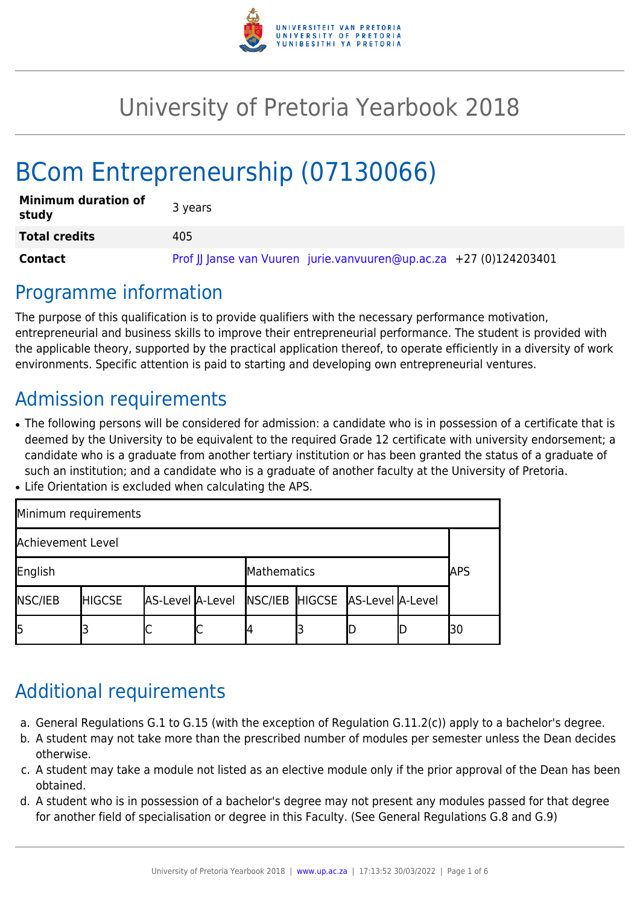# University of Pretoria Yearbook 2018

# BCom Entrepreneurship (07130066)

| | |
|---|---|
| **Minimum duration of study** | 3 years |
| **Total credits** | 405 |
| **Contact** | Prof JJ Janse van Vuuren jurie.vanvuuren@up.ac.za +27 (0)124203401 |

## Programme information

The purpose of this qualification is to provide qualifiers with the necessary performance motivation, entrepreneurial and business skills to improve their entrepreneurial performance. The student is provided with the applicable theory, supported by the practical application thereof, to operate efficiently in a diversity of work environments. Specific attention is paid to starting and developing own entrepreneurial ventures.

## Admission requirements

- The following persons will be considered for admission: a candidate who is in possession of a certificate that is deemed by the University to be equivalent to the required Grade 12 certificate with university endorsement; a candidate who is a graduate from another tertiary institution or has been granted the status of a graduate of such an institution; and a candidate who is a graduate of another faculty at the University of Pretoria.
- Life Orientation is excluded when calculating the APS.

| Minimum requirements | | | | | | | | |
|---|---|---|---|---|---|---|---|---|
| Achievement Level | | | | | | | | APS |
| English | | | | Mathematics | | | | |
| NSC/IEB | HIGCSE | AS-Level | A-Level | NSC/IEB | HIGCSE | AS-Level | A-Level | |
| 5 | 3 | C | C | 4 | 3 | D | D | 30 |

## Additional requirements

a. General Regulations G.1 to G.15 (with the exception of Regulation G.11.2(c)) apply to a bachelor's degree.
b. A student may not take more than the prescribed number of modules per semester unless the Dean decides otherwise.
c. A student may take a module not listed as an elective module only if the prior approval of the Dean has been obtained.
d. A student who is in possession of a bachelor's degree may not present any modules passed for that degree for another field of specialisation or degree in this Faculty. (See General Regulations G.8 and G.9)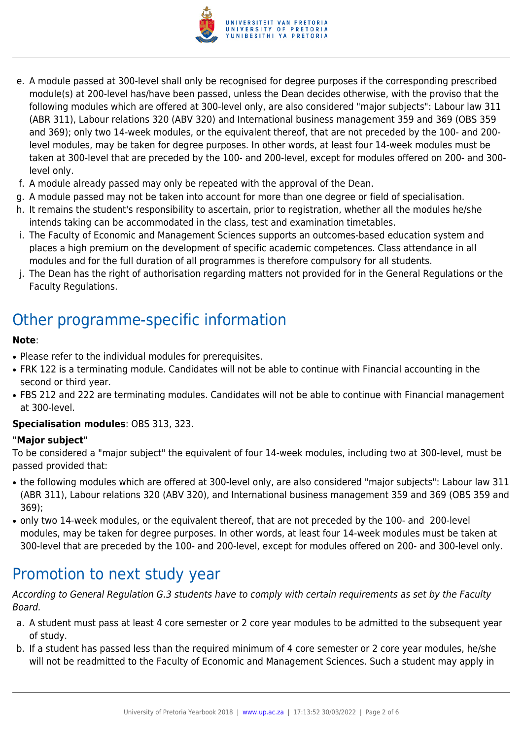e. A module passed at 300-level shall only be recognised for degree purposes if the corresponding prescribed module(s) at 200-level has/have been passed, unless the Dean decides otherwise, with the proviso that the following modules which are offered at 300-level only, are also considered "major subjects": Labour law 311 (ABR 311), Labour relations 320 (ABV 320) and International business management 359 and 369 (OBS 359 and 369); only two 14-week modules, or the equivalent thereof, that are not preceded by the 100- and 200-level modules, may be taken for degree purposes. In other words, at least four 14-week modules must be taken at 300-level that are preceded by the 100- and 200-level, except for modules offered on 200- and 300-level only.
f. A module already passed may only be repeated with the approval of the Dean.
g. A module passed may not be taken into account for more than one degree or field of specialisation.
h. It remains the student's responsibility to ascertain, prior to registration, whether all the modules he/she intends taking can be accommodated in the class, test and examination timetables.
i. The Faculty of Economic and Management Sciences supports an outcomes-based education system and places a high premium on the development of specific academic competences. Class attendance in all modules and for the full duration of all programmes is therefore compulsory for all students.
j. The Dean has the right of authorisation regarding matters not provided for in the General Regulations or the Faculty Regulations.

# Other programme-specific information

**Note**:

- Please refer to the individual modules for prerequisites.
- FRK 122 is a terminating module. Candidates will not be able to continue with Financial accounting in the second or third year.
- FBS 212 and 222 are terminating modules. Candidates will not be able to continue with Financial management at 300-level.

**Specialisation modules**: OBS 313, 323.

**"Major subject"**

To be considered a "major subject" the equivalent of four 14-week modules, including two at 300-level, must be passed provided that:

- the following modules which are offered at 300-level only, are also considered "major subjects": Labour law 311 (ABR 311), Labour relations 320 (ABV 320), and International business management 359 and 369 (OBS 359 and 369);
- only two 14-week modules, or the equivalent thereof, that are not preceded by the 100- and 200-level modules, may be taken for degree purposes. In other words, at least four 14-week modules must be taken at 300-level that are preceded by the 100- and 200-level, except for modules offered on 200- and 300-level only.

# Promotion to next study year

*According to General Regulation G.3 students have to comply with certain requirements as set by the Faculty Board.*

a. A student must pass at least 4 core semester or 2 core year modules to be admitted to the subsequent year of study.
b. If a student has passed less than the required minimum of 4 core semester or 2 core year modules, he/she will not be readmitted to the Faculty of Economic and Management Sciences. Such a student may apply in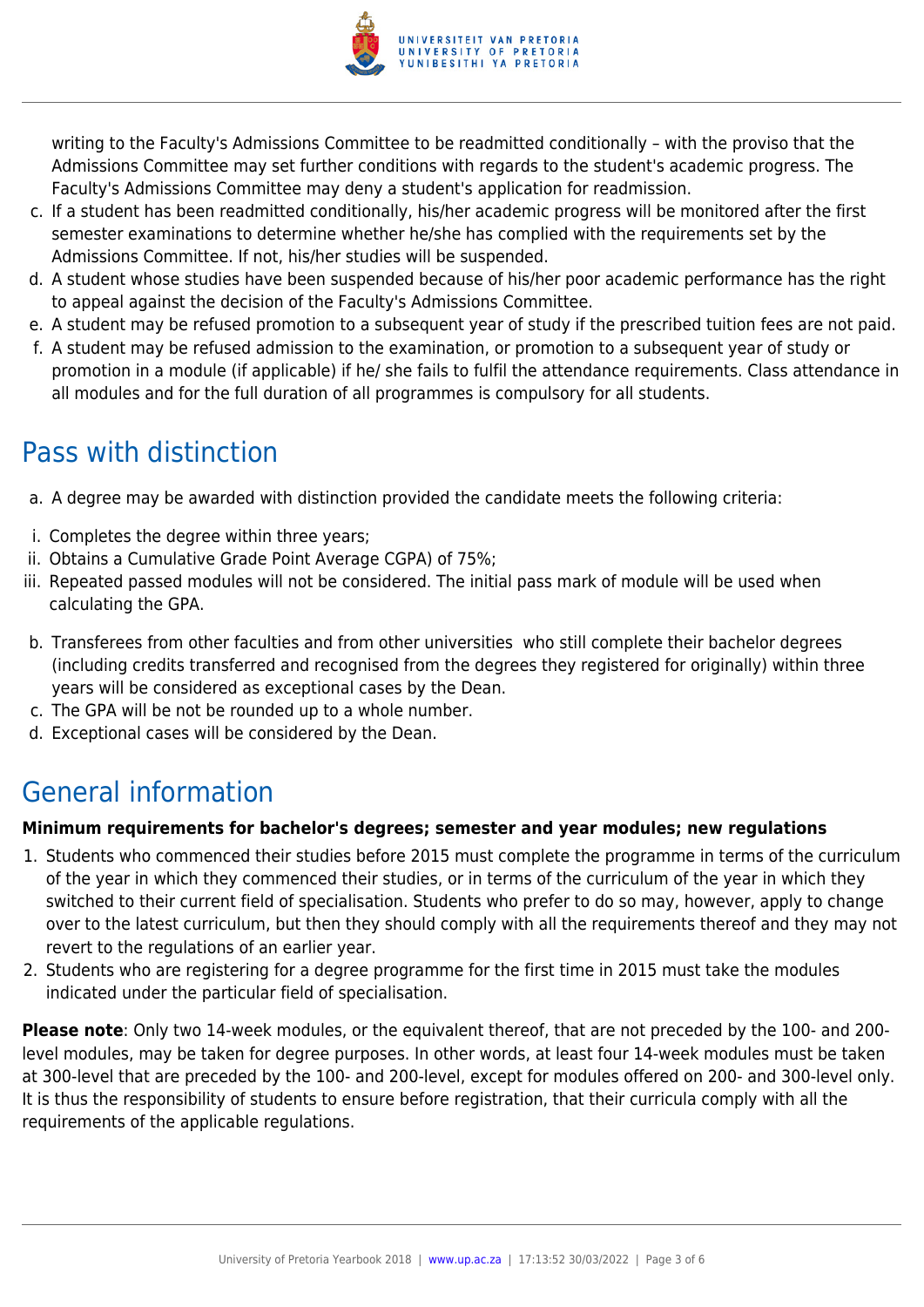writing to the Faculty's Admissions Committee to be readmitted conditionally – with the proviso that the Admissions Committee may set further conditions with regards to the student's academic progress. The Faculty's Admissions Committee may deny a student's application for readmission.

c. If a student has been readmitted conditionally, his/her academic progress will be monitored after the first semester examinations to determine whether he/she has complied with the requirements set by the Admissions Committee. If not, his/her studies will be suspended.
d. A student whose studies have been suspended because of his/her poor academic performance has the right to appeal against the decision of the Faculty's Admissions Committee.
e. A student may be refused promotion to a subsequent year of study if the prescribed tuition fees are not paid.
f. A student may be refused admission to the examination, or promotion to a subsequent year of study or promotion in a module (if applicable) if he/ she fails to fulfil the attendance requirements. Class attendance in all modules and for the full duration of all programmes is compulsory for all students.

## Pass with distinction

a. A degree may be awarded with distinction provided the candidate meets the following criteria:

i. Completes the degree within three years;
ii. Obtains a Cumulative Grade Point Average CGPA) of 75%;
iii. Repeated passed modules will not be considered. The initial pass mark of module will be used when calculating the GPA.

b. Transferees from other faculties and from other universities who still complete their bachelor degrees (including credits transferred and recognised from the degrees they registered for originally) within three years will be considered as exceptional cases by the Dean.
c. The GPA will be not be rounded up to a whole number.
d. Exceptional cases will be considered by the Dean.

## General information

**Minimum requirements for bachelor's degrees; semester and year modules; new regulations**

1. Students who commenced their studies before 2015 must complete the programme in terms of the curriculum of the year in which they commenced their studies, or in terms of the curriculum of the year in which they switched to their current field of specialisation. Students who prefer to do so may, however, apply to change over to the latest curriculum, but then they should comply with all the requirements thereof and they may not revert to the regulations of an earlier year.
2. Students who are registering for a degree programme for the first time in 2015 must take the modules indicated under the particular field of specialisation.

**Please note**: Only two 14-week modules, or the equivalent thereof, that are not preceded by the 100- and 200-level modules, may be taken for degree purposes. In other words, at least four 14-week modules must be taken at 300-level that are preceded by the 100- and 200-level, except for modules offered on 200- and 300-level only. It is thus the responsibility of students to ensure before registration, that their curricula comply with all the requirements of the applicable regulations.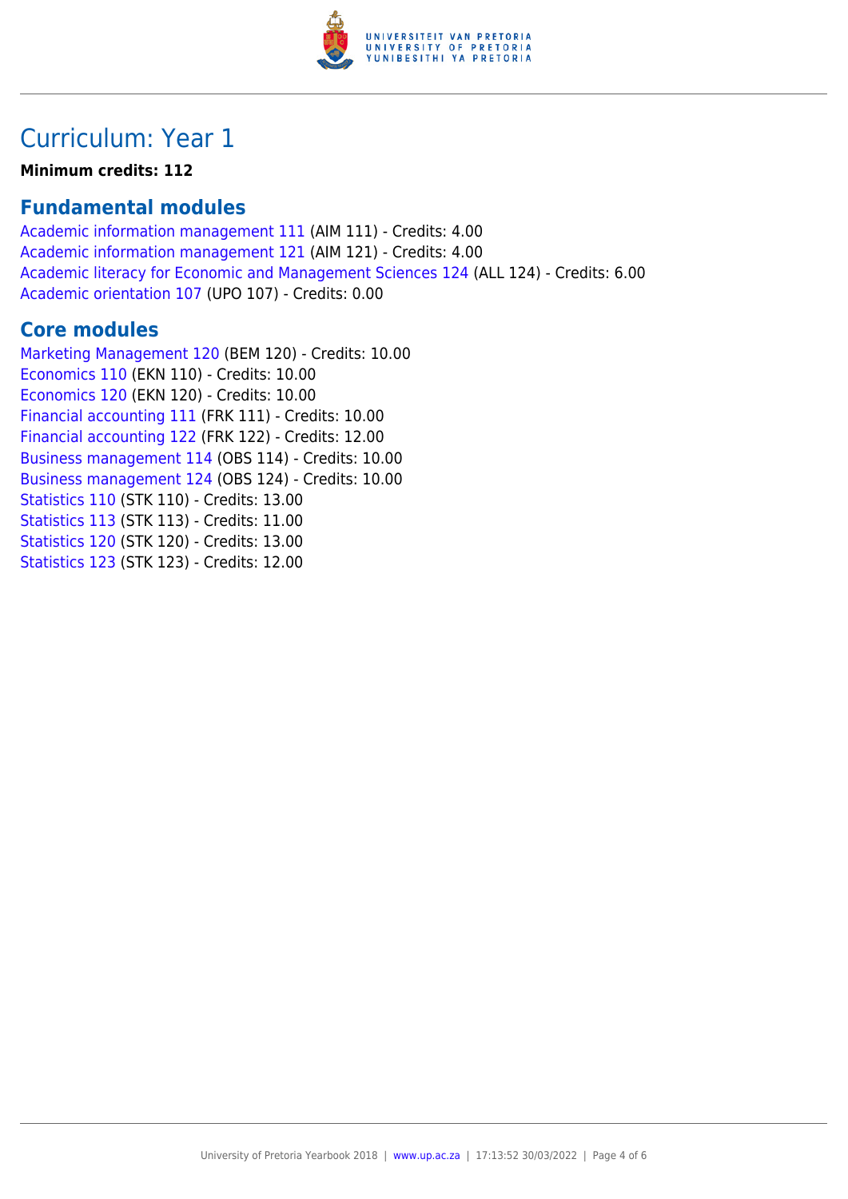# Curriculum: Year 1

**Minimum credits: 112**

## Fundamental modules

Academic information management 111 (AIM 111) - Credits: 4.00
Academic information management 121 (AIM 121) - Credits: 4.00
Academic literacy for Economic and Management Sciences 124 (ALL 124) - Credits: 6.00
Academic orientation 107 (UPO 107) - Credits: 0.00

## Core modules

Marketing Management 120 (BEM 120) - Credits: 10.00
Economics 110 (EKN 110) - Credits: 10.00
Economics 120 (EKN 120) - Credits: 10.00
Financial accounting 111 (FRK 111) - Credits: 10.00
Financial accounting 122 (FRK 122) - Credits: 12.00
Business management 114 (OBS 114) - Credits: 10.00
Business management 124 (OBS 124) - Credits: 10.00
Statistics 110 (STK 110) - Credits: 13.00
Statistics 113 (STK 113) - Credits: 11.00
Statistics 120 (STK 120) - Credits: 13.00
Statistics 123 (STK 123) - Credits: 12.00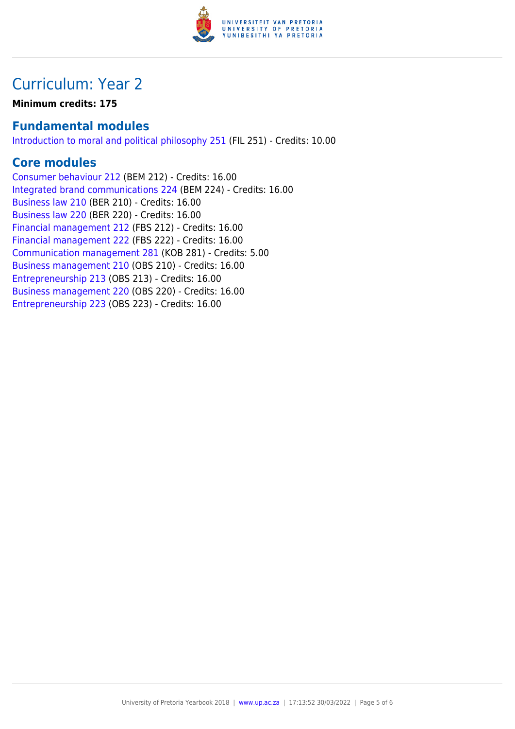# Curriculum: Year 2

**Minimum credits: 175**

## Fundamental modules

Introduction to moral and political philosophy 251 (FIL 251) - Credits: 10.00

## Core modules

Consumer behaviour 212 (BEM 212) - Credits: 16.00
Integrated brand communications 224 (BEM 224) - Credits: 16.00
Business law 210 (BER 210) - Credits: 16.00
Business law 220 (BER 220) - Credits: 16.00
Financial management 212 (FBS 212) - Credits: 16.00
Financial management 222 (FBS 222) - Credits: 16.00
Communication management 281 (KOB 281) - Credits: 5.00
Business management 210 (OBS 210) - Credits: 16.00
Entrepreneurship 213 (OBS 213) - Credits: 16.00
Business management 220 (OBS 220) - Credits: 16.00
Entrepreneurship 223 (OBS 223) - Credits: 16.00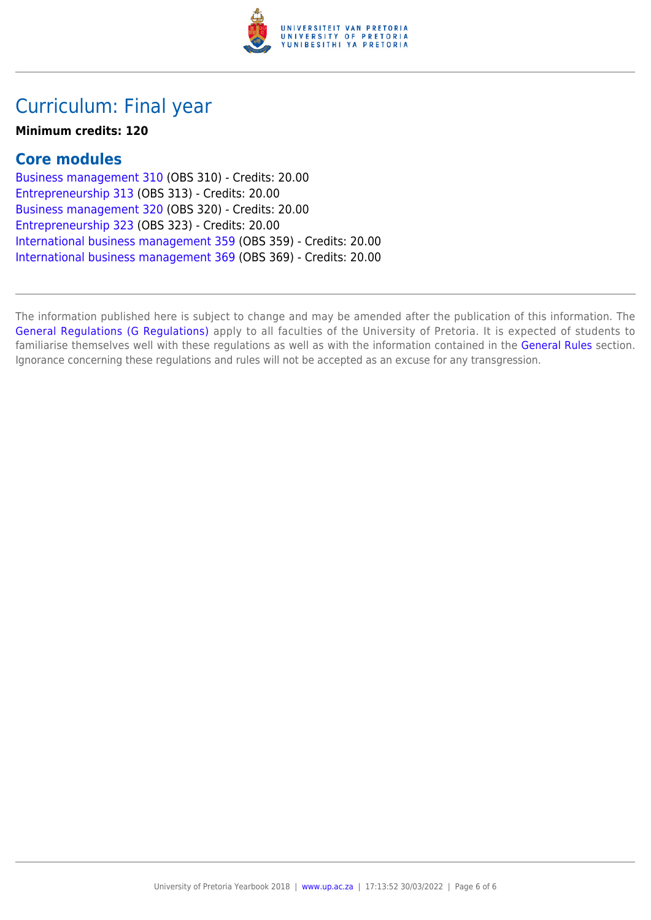# Curriculum: Final year

**Minimum credits: 120**

## Core modules

Business management 310 (OBS 310) - Credits: 20.00
Entrepreneurship 313 (OBS 313) - Credits: 20.00
Business management 320 (OBS 320) - Credits: 20.00
Entrepreneurship 323 (OBS 323) - Credits: 20.00
International business management 359 (OBS 359) - Credits: 20.00
International business management 369 (OBS 369) - Credits: 20.00

The information published here is subject to change and may be amended after the publication of this information. The General Regulations (G Regulations) apply to all faculties of the University of Pretoria. It is expected of students to familiarise themselves well with these regulations as well as with the information contained in the General Rules section. Ignorance concerning these regulations and rules will not be accepted as an excuse for any transgression.